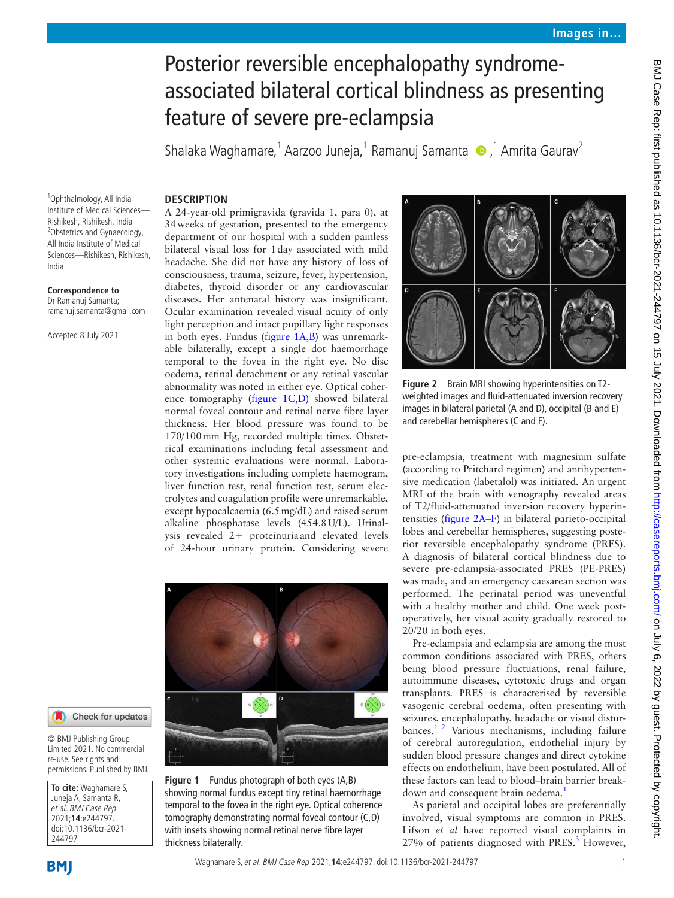# Posterior reversible encephalopathy syndrome-associated bilateral cortical blindness as presenting feature of severe pre-eclampsia

Shalaka Waghamare,[1] Aarzoo Juneja,[1] Ramanuj Samanta ,[1] Amrita Gaurav[2]

[1]Ophthalmology, All India Institute of Medical Sciences—Rishikesh, Rishikesh, India
[2]Obstetrics and Gynaecology, All India Institute of Medical Sciences—Rishikesh, Rishikesh, India

**Correspondence to**
Dr Ramanuj Samanta; ramanuj.samanta@gmail.com

Accepted 8 July 2021

© BMJ Publishing Group Limited 2021. No commercial re-use. See rights and permissions. Published by BMJ.

**To cite:** Waghamare S, Juneja A, Samanta R, *et al*. *BMJ Case Rep* 2021;**14**:e244797. doi:10.1136/bcr-2021-244797

## DESCRIPTION

A 24-year-old primigravida (gravida 1, para 0), at 34 weeks of gestation, presented to the emergency department of our hospital with a sudden painless bilateral visual loss for 1 day associated with mild headache. She did not have any history of loss of consciousness, trauma, seizure, fever, hypertension, diabetes, thyroid disorder or any cardiovascular diseases. Her antenatal history was insignificant. Ocular examination revealed visual acuity of only light perception and intact pupillary light responses in both eyes. Fundus (figure 1A,B) was unremarkable bilaterally, except a single dot haemorrhage temporal to the fovea in the right eye. No disc oedema, retinal detachment or any retinal vascular abnormality was noted in either eye. Optical coherence tomography (figure 1C,D) showed bilateral normal foveal contour and retinal nerve fibre layer thickness. Her blood pressure was found to be 170/100 mm Hg, recorded multiple times. Obstetrical examinations including fetal assessment and other systemic evaluations were normal. Laboratory investigations including complete haemogram, liver function test, renal function test, serum electrolytes and coagulation profile were unremarkable, except hypocalcaemia (6.5 mg/dL) and raised serum alkaline phosphatase levels (454.8 U/L). Urinalysis revealed 2+ proteinuria and elevated levels of 24-hour urinary protein. Considering severe pre-eclampsia, treatment with magnesium sulfate (according to Pritchard regimen) and antihypertensive medication (labetalol) was initiated. An urgent MRI of the brain with venography revealed areas of T2/fluid-attenuated inversion recovery hyperintensities (figure 2A–F) in bilateral parieto-occipital lobes and cerebellar hemispheres, suggesting posterior reversible encephalopathy syndrome (PRES). A diagnosis of bilateral cortical blindness due to severe pre-eclampsia-associated PRES (PE-PRES) was made, and an emergency caesarean section was performed. The perinatal period was uneventful with a healthy mother and child. One week postoperatively, her visual acuity gradually restored to 20/20 in both eyes.

Figure 1 Fundus photograph of both eyes (A,B) showing normal fundus except tiny retinal haemorrhage temporal to the fovea in the right eye. Optical coherence tomography demonstrating normal foveal contour (C,D) with insets showing normal retinal nerve fibre layer thickness bilaterally.

Figure 2 Brain MRI showing hyperintensities on T2-weighted images and fluid-attenuated inversion recovery images in bilateral parietal (A and D), occipital (B and E) and cerebellar hemispheres (C and F).

Pre-eclampsia and eclampsia are among the most common conditions associated with PRES, others being blood pressure fluctuations, renal failure, autoimmune diseases, cytotoxic drugs and organ transplants. PRES is characterised by reversible vasogenic cerebral oedema, often presenting with seizures, encephalopathy, headache or visual disturbances.[1,2] Various mechanisms, including failure of cerebral autoregulation, endothelial injury by sudden blood pressure changes and direct cytokine effects on endothelium, have been postulated. All of these factors can lead to blood–brain barrier breakdown and consequent brain oedema.[1]

As parietal and occipital lobes are preferentially involved, visual symptoms are common in PRES. Lifson *et al* have reported visual complaints in 27% of patients diagnosed with PRES.[3] However,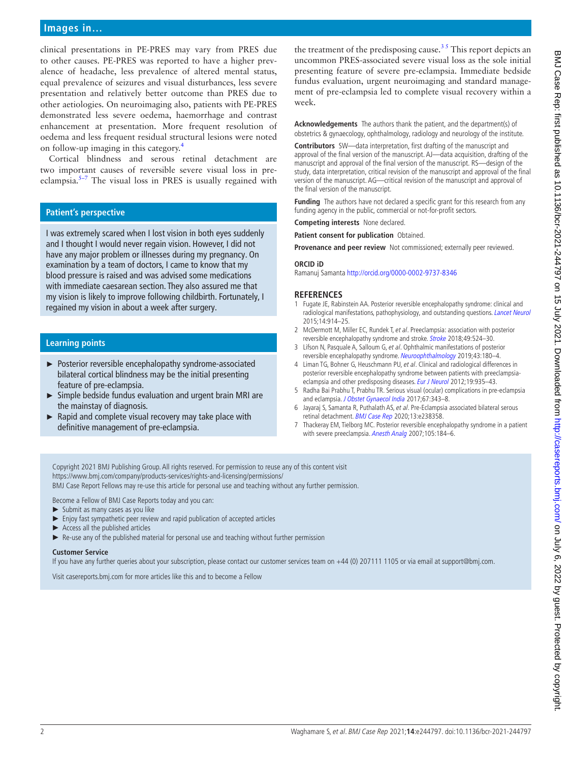clinical presentations in PE-PRES may vary from PRES due to other causes. PE-PRES was reported to have a higher prevalence of headache, less prevalence of altered mental status, equal prevalence of seizures and visual disturbances, less severe presentation and relatively better outcome than PRES due to other aetiologies. On neuroimaging also, patients with PE-PRES demonstrated less severe oedema, haemorrhage and contrast enhancement at presentation. More frequent resolution of oedema and less frequent residual structural lesions were noted on follow-up imaging in this category.[4]

Cortical blindness and serous retinal detachment are two important causes of reversible severe visual loss in pre-eclampsia.[5–7] The visual loss in PRES is usually regained with the treatment of the predisposing cause.[3 5] This report depicts an uncommon PRES-associated severe visual loss as the sole initial presenting feature of severe pre-eclampsia. Immediate bedside fundus evaluation, urgent neuroimaging and standard management of pre-eclampsia led to complete visual recovery within a week.

## Patient's perspective

I was extremely scared when I lost vision in both eyes suddenly and I thought I would never regain vision. However, I did not have any major problem or illnesses during my pregnancy. On examination by a team of doctors, I came to know that my blood pressure is raised and was advised some medications with immediate caesarean section. They also assured me that my vision is likely to improve following childbirth. Fortunately, I regained my vision in about a week after surgery.

## Learning points

- Posterior reversible encephalopathy syndrome-associated bilateral cortical blindness may be the initial presenting feature of pre-eclampsia.
- Simple bedside fundus evaluation and urgent brain MRI are the mainstay of diagnosis.
- Rapid and complete visual recovery may take place with definitive management of pre-eclampsia.

**Acknowledgements** The authors thank the patient, and the department(s) of obstetrics & gynaecology, ophthalmology, radiology and neurology of the institute.

**Contributors** SW—data interpretation, first drafting of the manuscript and approval of the final version of the manuscript. AJ—data acquisition, drafting of the manuscript and approval of the final version of the manuscript. RS—design of the study, data interpretation, critical revision of the manuscript and approval of the final version of the manuscript. AG—critical revision of the manuscript and approval of the final version of the manuscript.

**Funding** The authors have not declared a specific grant for this research from any funding agency in the public, commercial or not-for-profit sectors.

**Competing interests** None declared.

**Patient consent for publication** Obtained.

**Provenance and peer review** Not commissioned; externally peer reviewed.

**ORCID iD**

Ramanuj Samanta http://orcid.org/0000-0002-9737-8346

## REFERENCES

1. Fugate JE, Rabinstein AA. Posterior reversible encephalopathy syndrome: clinical and radiological manifestations, pathophysiology, and outstanding questions. *Lancet Neurol* 2015;14:914–25.
2. McDermott M, Miller EC, Rundek T, *et al*. Preeclampsia: association with posterior reversible encephalopathy syndrome and stroke. *Stroke* 2018;49:524–30.
3. Lifson N, Pasquale A, Salloum G, *et al*. Ophthalmic manifestations of posterior reversible encephalopathy syndrome. *Neuroophthalmology* 2019;43:180–4.
4. Liman TG, Bohner G, Heuschmann PU, *et al*. Clinical and radiological differences in posterior reversible encephalopathy syndrome between patients with preeclampsia-eclampsia and other predisposing diseases. *Eur J Neurol* 2012;19:935–43.
5. Radha Bai Prabhu T, Prabhu TR. Serious visual (ocular) complications in pre-eclampsia and eclampsia. *J Obstet Gynaecol India* 2017;67:343–8.
6. Jayaraj S, Samanta R, Puthalath AS, *et al*. Pre-Eclampsia associated bilateral serous retinal detachment. *BMJ Case Rep* 2020;13:e238358.
7. Thackeray EM, Tielborg MC. Posterior reversible encephalopathy syndrome in a patient with severe preeclampsia. *Anesth Analg* 2007;105:184–6.

Copyright 2021 BMJ Publishing Group. All rights reserved. For permission to reuse any of this content visit https://www.bmj.com/company/products-services/rights-and-licensing/permissions/

BMJ Case Report Fellows may re-use this article for personal use and teaching without any further permission.

Become a Fellow of BMJ Case Reports today and you can:

- Submit as many cases as you like
- Enjoy fast sympathetic peer review and rapid publication of accepted articles
- Access all the published articles
- Re-use any of the published material for personal use and teaching without further permission

**Customer Service**

If you have any further queries about your subscription, please contact our customer services team on +44 (0) 207111 1105 or via email at support@bmj.com.

Visit casereports.bmj.com for more articles like this and to become a Fellow